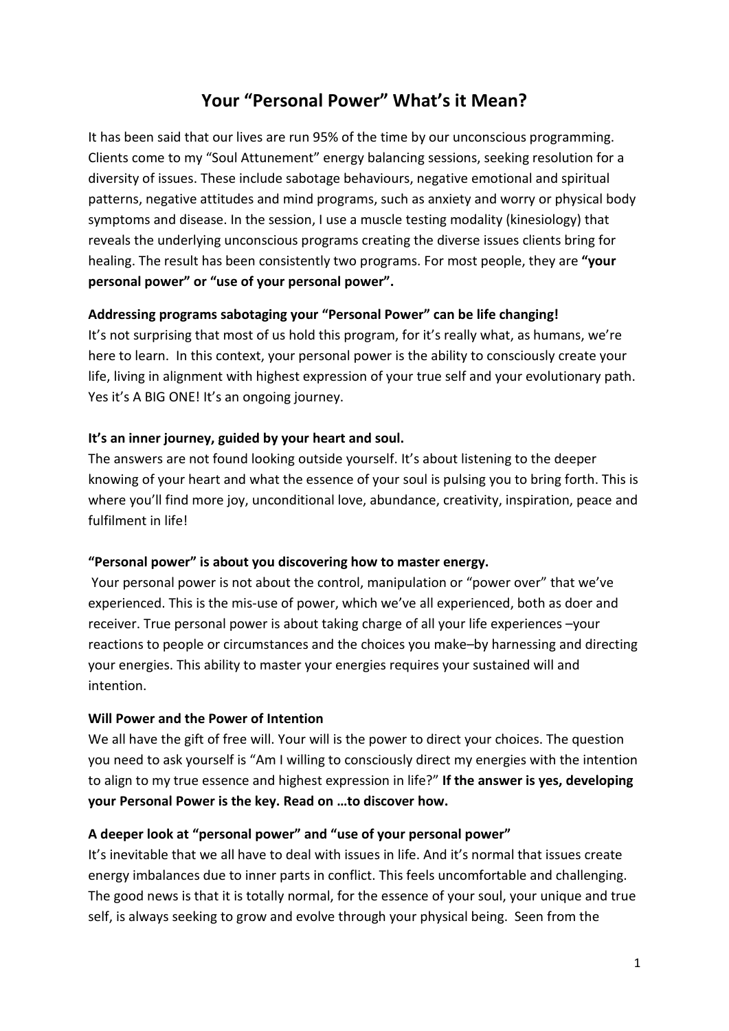# Your "Personal Power" What's it Mean?

It has been said that our lives are run 95% of the time by our unconscious programming. Clients come to my "Soul Attunement" energy balancing sessions, seeking resolution for a diversity of issues. These include sabotage behaviours, negative emotional and spiritual patterns, negative attitudes and mind programs, such as anxiety and worry or physical body symptoms and disease. In the session, I use a muscle testing modality (kinesiology) that reveals the underlying unconscious programs creating the diverse issues clients bring for healing. The result has been consistently two programs. For most people, they are **"your personal power" or "use of your personal power".**

**Addressing programs sabotaging your "Personal Power" can be life changing!**
It's not surprising that most of us hold this program, for it's really what, as humans, we're here to learn. In this context, your personal power is the ability to consciously create your life, living in alignment with highest expression of your true self and your evolutionary path. Yes it's A BIG ONE! It's an ongoing journey.

**It's an inner journey, guided by your heart and soul.**
The answers are not found looking outside yourself. It's about listening to the deeper knowing of your heart and what the essence of your soul is pulsing you to bring forth. This is where you'll find more joy, unconditional love, abundance, creativity, inspiration, peace and fulfilment in life!

**"Personal power" is about you discovering how to master energy.**
Your personal power is not about the control, manipulation or "power over" that we've experienced. This is the mis-use of power, which we've all experienced, both as doer and receiver. True personal power is about taking charge of all your life experiences –your reactions to people or circumstances and the choices you make–by harnessing and directing your energies. This ability to master your energies requires your sustained will and intention.

**Will Power and the Power of Intention**
We all have the gift of free will. Your will is the power to direct your choices. The question you need to ask yourself is "Am I willing to consciously direct my energies with the intention to align to my true essence and highest expression in life?" **If the answer is yes, developing your Personal Power is the key. Read on …to discover how.**

**A deeper look at "personal power" and "use of your personal power"**
It's inevitable that we all have to deal with issues in life. And it's normal that issues create energy imbalances due to inner parts in conflict. This feels uncomfortable and challenging. The good news is that it is totally normal, for the essence of your soul, your unique and true self, is always seeking to grow and evolve through your physical being. Seen from the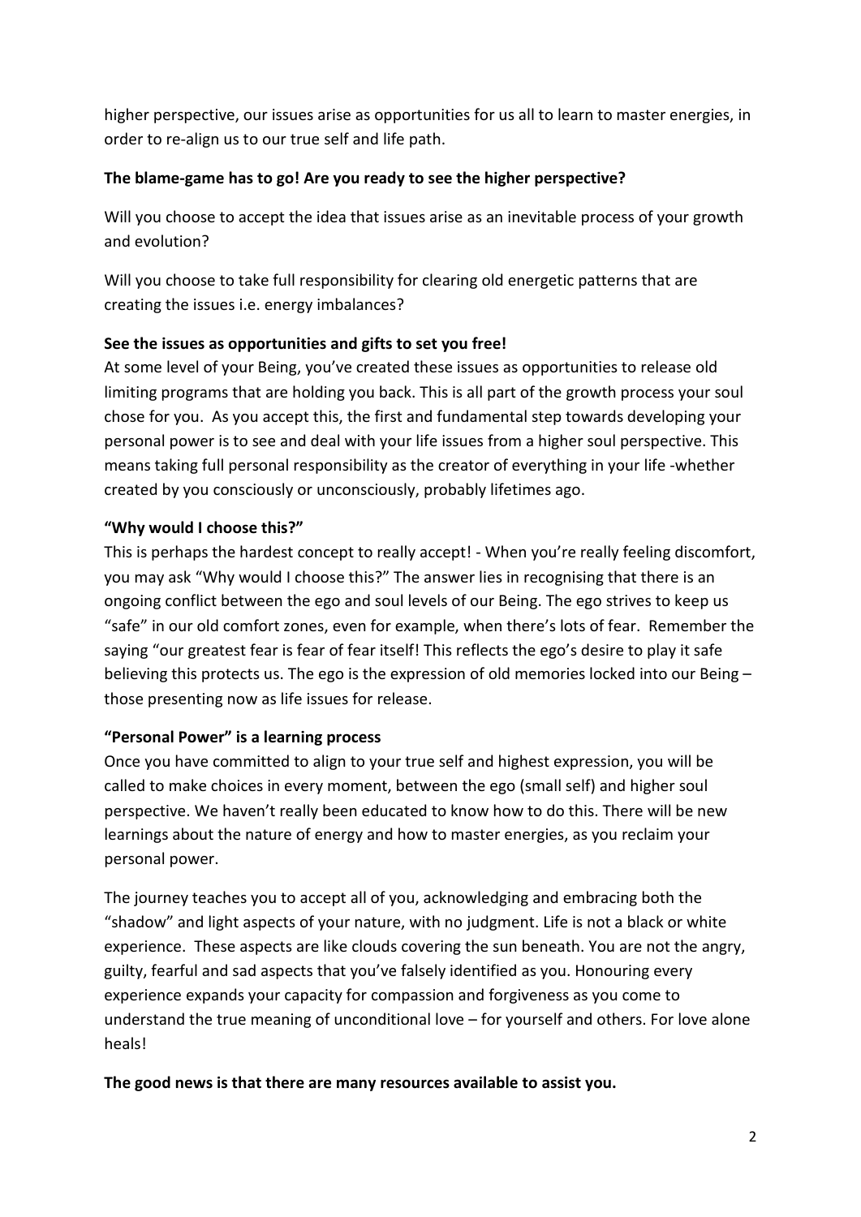higher perspective, our issues arise as opportunities for us all to learn to master energies, in order to re-align us to our true self and life path.

**The blame-game has to go! Are you ready to see the higher perspective?**

Will you choose to accept the idea that issues arise as an inevitable process of your growth and evolution?

Will you choose to take full responsibility for clearing old energetic patterns that are creating the issues i.e. energy imbalances?

**See the issues as opportunities and gifts to set you free!**

At some level of your Being, you've created these issues as opportunities to release old limiting programs that are holding you back. This is all part of the growth process your soul chose for you. As you accept this, the first and fundamental step towards developing your personal power is to see and deal with your life issues from a higher soul perspective. This means taking full personal responsibility as the creator of everything in your life -whether created by you consciously or unconsciously, probably lifetimes ago.

**"Why would I choose this?"**

This is perhaps the hardest concept to really accept! - When you're really feeling discomfort, you may ask "Why would I choose this?" The answer lies in recognising that there is an ongoing conflict between the ego and soul levels of our Being. The ego strives to keep us "safe" in our old comfort zones, even for example, when there's lots of fear. Remember the saying "our greatest fear is fear of fear itself! This reflects the ego's desire to play it safe believing this protects us. The ego is the expression of old memories locked into our Being – those presenting now as life issues for release.

**"Personal Power" is a learning process**

Once you have committed to align to your true self and highest expression, you will be called to make choices in every moment, between the ego (small self) and higher soul perspective. We haven't really been educated to know how to do this. There will be new learnings about the nature of energy and how to master energies, as you reclaim your personal power.

The journey teaches you to accept all of you, acknowledging and embracing both the "shadow" and light aspects of your nature, with no judgment. Life is not a black or white experience. These aspects are like clouds covering the sun beneath. You are not the angry, guilty, fearful and sad aspects that you've falsely identified as you. Honouring every experience expands your capacity for compassion and forgiveness as you come to understand the true meaning of unconditional love – for yourself and others. For love alone heals!

**The good news is that there are many resources available to assist you.**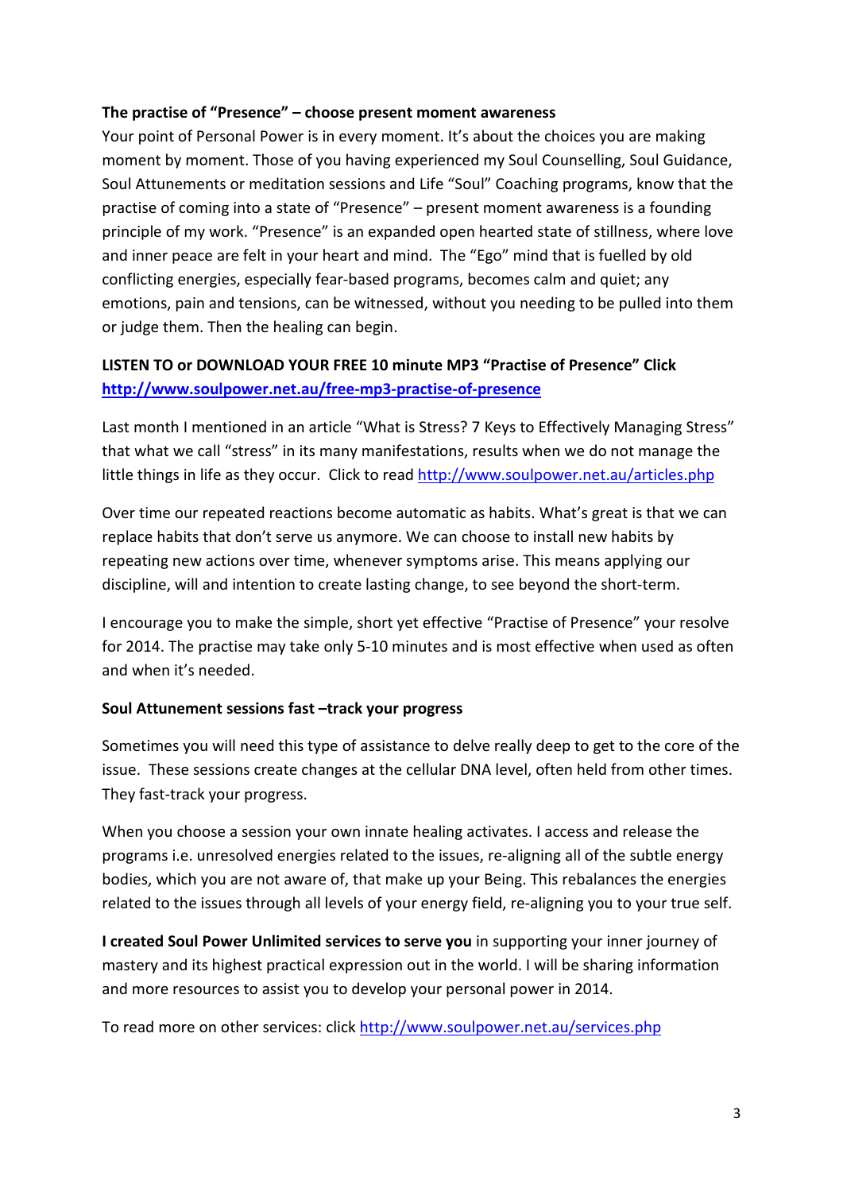**The practise of "Presence" – choose present moment awareness**

Your point of Personal Power is in every moment. It's about the choices you are making moment by moment. Those of you having experienced my Soul Counselling, Soul Guidance, Soul Attunements or meditation sessions and Life "Soul" Coaching programs, know that the practise of coming into a state of "Presence" – present moment awareness is a founding principle of my work. "Presence" is an expanded open hearted state of stillness, where love and inner peace are felt in your heart and mind. The "Ego" mind that is fuelled by old conflicting energies, especially fear-based programs, becomes calm and quiet; any emotions, pain and tensions, can be witnessed, without you needing to be pulled into them or judge them. Then the healing can begin.

**LISTEN TO or DOWNLOAD YOUR FREE 10 minute MP3 "Practise of Presence" Click [http://www.soulpower.net.au/free-mp3-practise-of-presence](http://www.soulpower.net.au/free-mp3-practise-of-presence)**

Last month I mentioned in an article "What is Stress? 7 Keys to Effectively Managing Stress" that what we call "stress" in its many manifestations, results when we do not manage the little things in life as they occur. Click to read [http://www.soulpower.net.au/articles.php](http://www.soulpower.net.au/articles.php)

Over time our repeated reactions become automatic as habits. What's great is that we can replace habits that don't serve us anymore. We can choose to install new habits by repeating new actions over time, whenever symptoms arise. This means applying our discipline, will and intention to create lasting change, to see beyond the short-term.

I encourage you to make the simple, short yet effective "Practise of Presence" your resolve for 2014. The practise may take only 5-10 minutes and is most effective when used as often and when it's needed.

**Soul Attunement sessions fast –track your progress**

Sometimes you will need this type of assistance to delve really deep to get to the core of the issue. These sessions create changes at the cellular DNA level, often held from other times. They fast-track your progress.

When you choose a session your own innate healing activates. I access and release the programs i.e. unresolved energies related to the issues, re-aligning all of the subtle energy bodies, which you are not aware of, that make up your Being. This rebalances the energies related to the issues through all levels of your energy field, re-aligning you to your true self.

**I created Soul Power Unlimited services to serve you** in supporting your inner journey of mastery and its highest practical expression out in the world. I will be sharing information and more resources to assist you to develop your personal power in 2014.

To read more on other services: click [http://www.soulpower.net.au/services.php](http://www.soulpower.net.au/services.php)